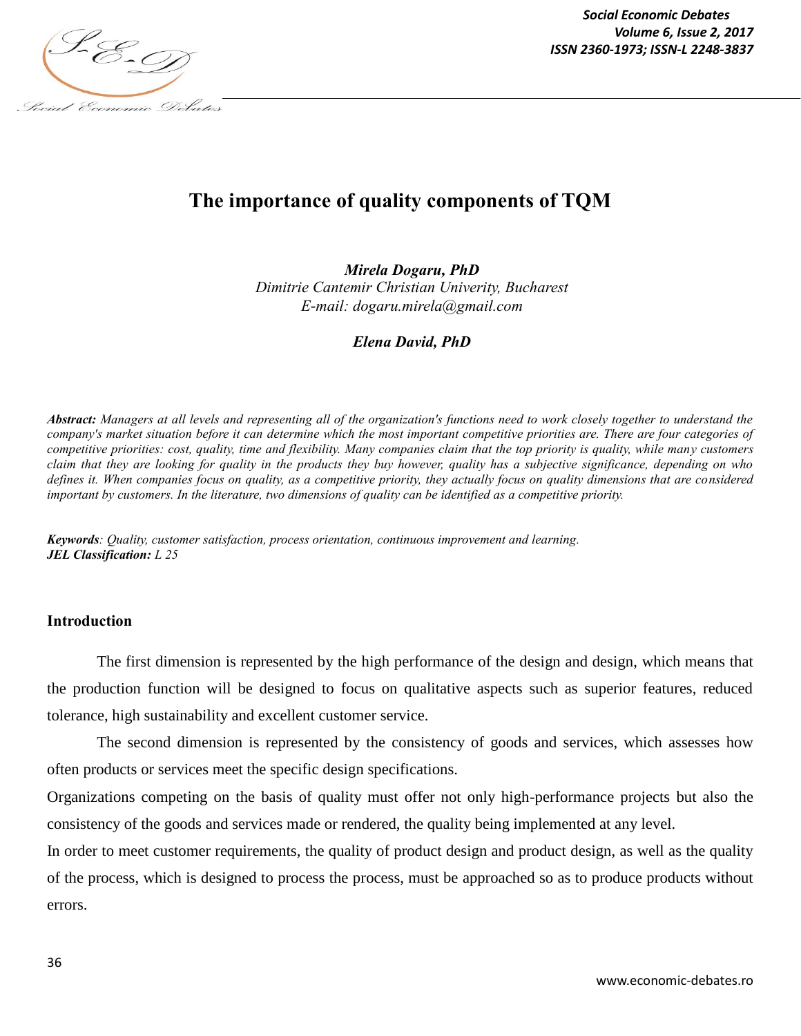# The importance of quality components of TQM

***Mirela Dogaru, PhD***
*Dimitrie Cantemir Christian Univerity, Bucharest*
*E-mail: dogaru.mirela@gmail.com*

***Elena David, PhD***

***Abstract:*** *Managers at all levels and representing all of the organization's functions need to work closely together to understand the company's market situation before it can determine which the most important competitive priorities are. There are four categories of competitive priorities: cost, quality, time and flexibility. Many companies claim that the top priority is quality, while many customers claim that they are looking for quality in the products they buy however, quality has a subjective significance, depending on who defines it. When companies focus on quality, as a competitive priority, they actually focus on quality dimensions that are considered important by customers. In the literature, two dimensions of quality can be identified as a competitive priority.*

***Keywords****: Quality, customer satisfaction, process orientation, continuous improvement and learning.*
***JEL Classification:*** *L 25*

## Introduction

The first dimension is represented by the high performance of the design and design, which means that the production function will be designed to focus on qualitative aspects such as superior features, reduced tolerance, high sustainability and excellent customer service.

The second dimension is represented by the consistency of goods and services, which assesses how often products or services meet the specific design specifications.

Organizations competing on the basis of quality must offer not only high-performance projects but also the consistency of the goods and services made or rendered, the quality being implemented at any level.

In order to meet customer requirements, the quality of product design and product design, as well as the quality of the process, which is designed to process the process, must be approached so as to produce products without errors.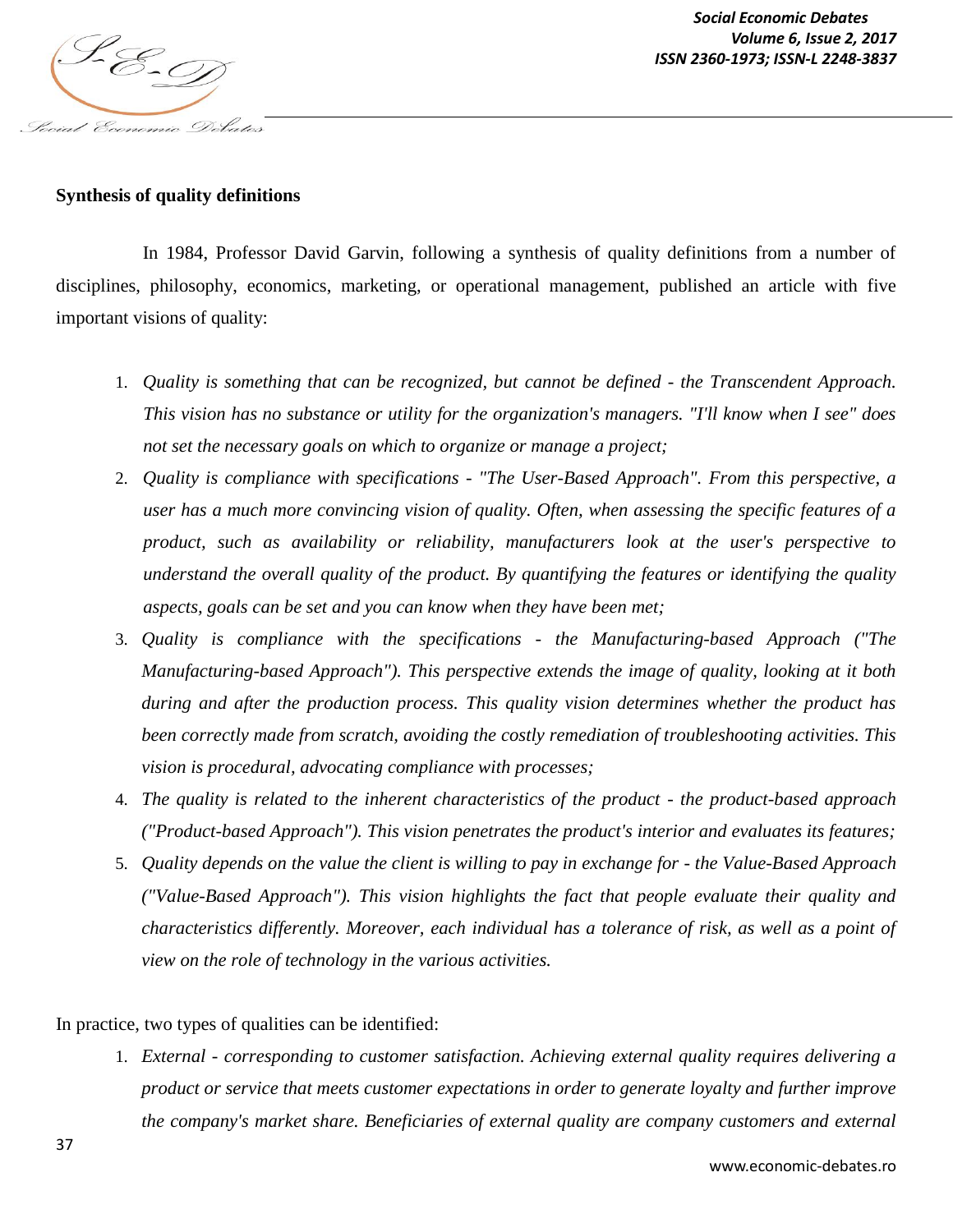**Synthesis of quality definitions**

In 1984, Professor David Garvin, following a synthesis of quality definitions from a number of disciplines, philosophy, economics, marketing, or operational management, published an article with five important visions of quality:

1. *Quality is something that can be recognized, but cannot be defined - the Transcendent Approach. This vision has no substance or utility for the organization's managers. "I'll know when I see" does not set the necessary goals on which to organize or manage a project;*
2. *Quality is compliance with specifications - "The User-Based Approach". From this perspective, a user has a much more convincing vision of quality. Often, when assessing the specific features of a product, such as availability or reliability, manufacturers look at the user's perspective to understand the overall quality of the product. By quantifying the features or identifying the quality aspects, goals can be set and you can know when they have been met;*
3. *Quality is compliance with the specifications - the Manufacturing-based Approach ("The Manufacturing-based Approach"). This perspective extends the image of quality, looking at it both during and after the production process. This quality vision determines whether the product has been correctly made from scratch, avoiding the costly remediation of troubleshooting activities. This vision is procedural, advocating compliance with processes;*
4. *The quality is related to the inherent characteristics of the product - the product-based approach ("Product-based Approach"). This vision penetrates the product's interior and evaluates its features;*
5. *Quality depends on the value the client is willing to pay in exchange for - the Value-Based Approach ("Value-Based Approach"). This vision highlights the fact that people evaluate their quality and characteristics differently. Moreover, each individual has a tolerance of risk, as well as a point of view on the role of technology in the various activities.*

In practice, two types of qualities can be identified:

1. *External - corresponding to customer satisfaction. Achieving external quality requires delivering a product or service that meets customer expectations in order to generate loyalty and further improve the company's market share. Beneficiaries of external quality are company customers and external*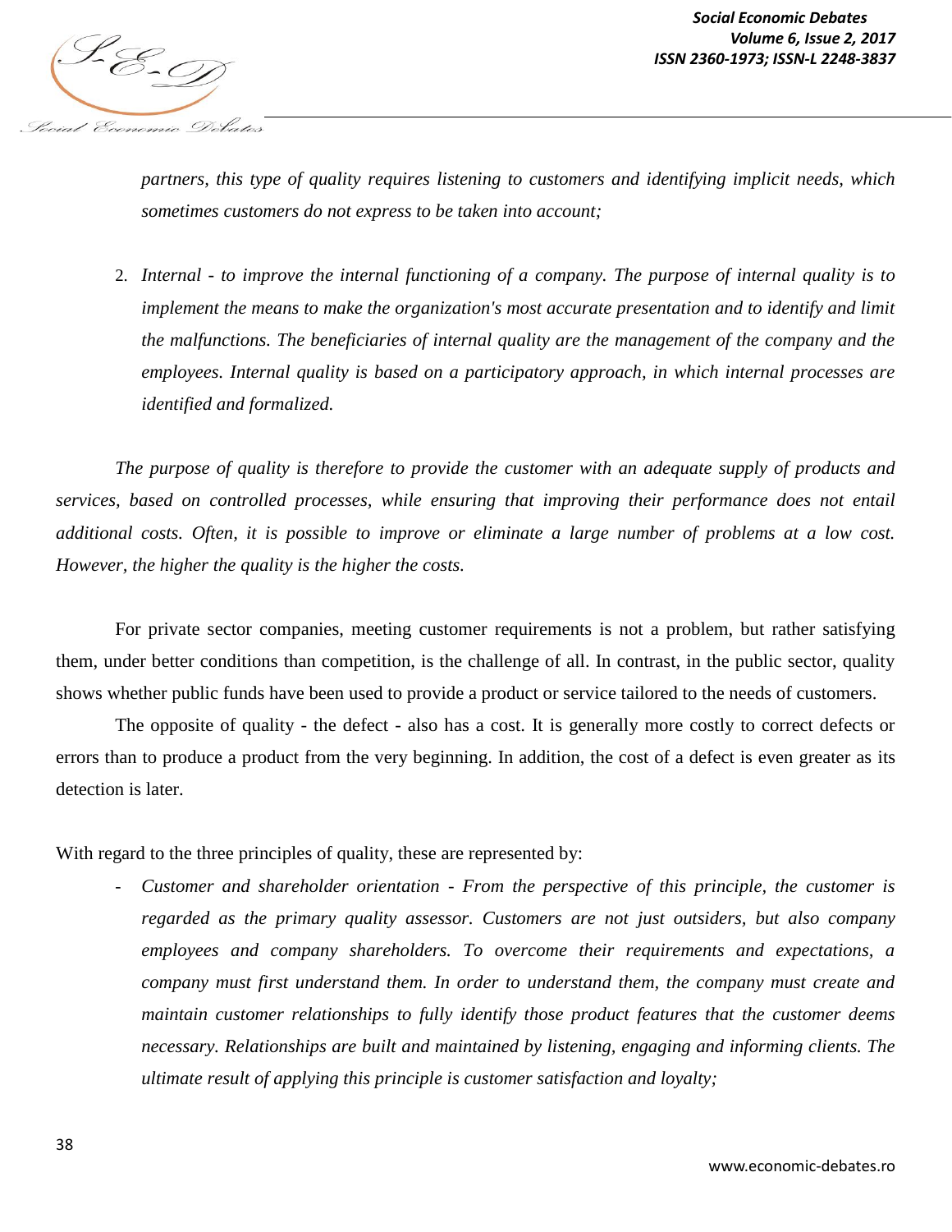*partners, this type of quality requires listening to customers and identifying implicit needs, which sometimes customers do not express to be taken into account;*

2. *Internal - to improve the internal functioning of a company. The purpose of internal quality is to implement the means to make the organization's most accurate presentation and to identify and limit the malfunctions. The beneficiaries of internal quality are the management of the company and the employees. Internal quality is based on a participatory approach, in which internal processes are identified and formalized.*

*The purpose of quality is therefore to provide the customer with an adequate supply of products and services, based on controlled processes, while ensuring that improving their performance does not entail additional costs. Often, it is possible to improve or eliminate a large number of problems at a low cost. However, the higher the quality is the higher the costs.*

For private sector companies, meeting customer requirements is not a problem, but rather satisfying them, under better conditions than competition, is the challenge of all. In contrast, in the public sector, quality shows whether public funds have been used to provide a product or service tailored to the needs of customers.

The opposite of quality - the defect - also has a cost. It is generally more costly to correct defects or errors than to produce a product from the very beginning. In addition, the cost of a defect is even greater as its detection is later.

With regard to the three principles of quality, these are represented by:

- *Customer and shareholder orientation - From the perspective of this principle, the customer is regarded as the primary quality assessor. Customers are not just outsiders, but also company employees and company shareholders. To overcome their requirements and expectations, a company must first understand them. In order to understand them, the company must create and maintain customer relationships to fully identify those product features that the customer deems necessary. Relationships are built and maintained by listening, engaging and informing clients. The ultimate result of applying this principle is customer satisfaction and loyalty;*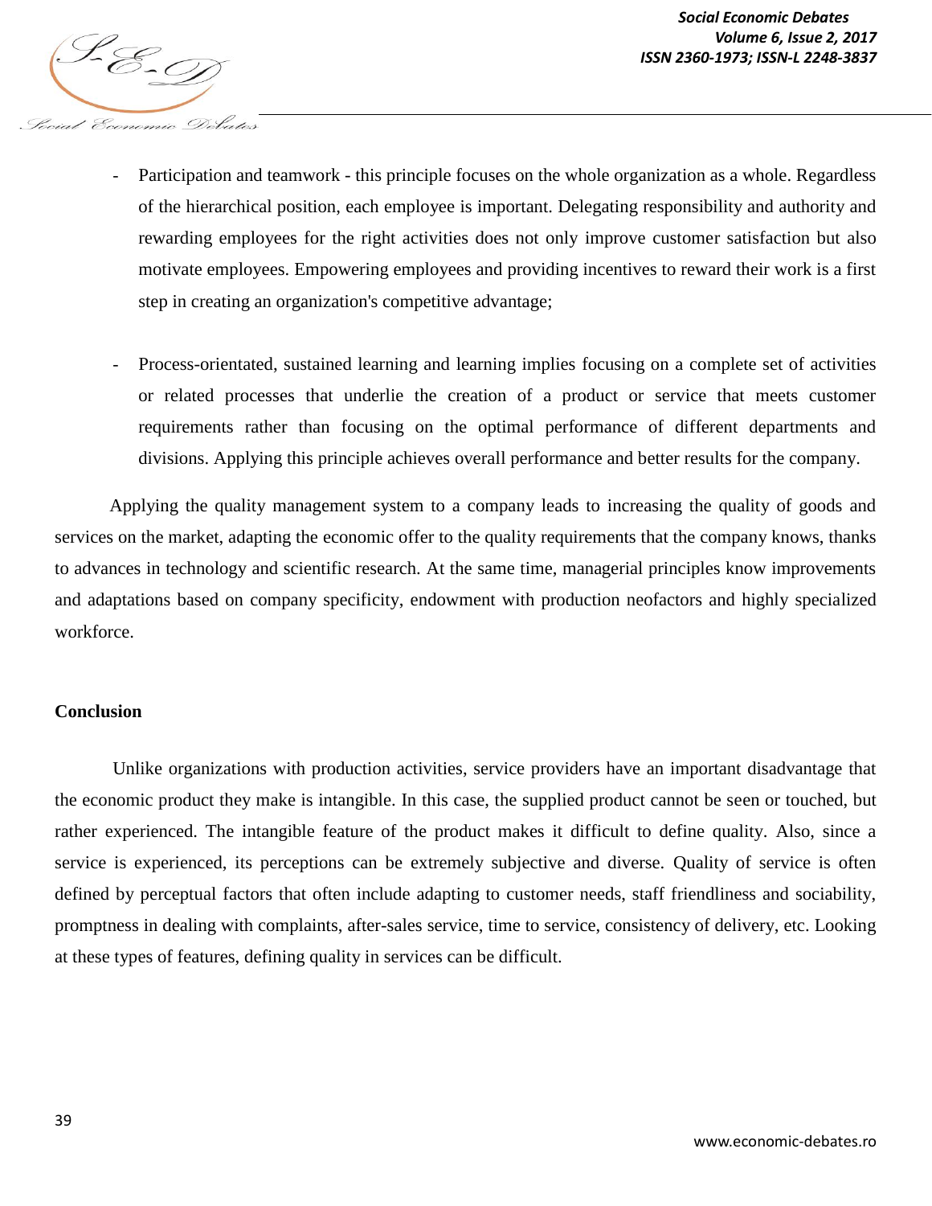- Participation and teamwork - this principle focuses on the whole organization as a whole. Regardless of the hierarchical position, each employee is important. Delegating responsibility and authority and rewarding employees for the right activities does not only improve customer satisfaction but also motivate employees. Empowering employees and providing incentives to reward their work is a first step in creating an organization's competitive advantage;

- Process-orientated, sustained learning and learning implies focusing on a complete set of activities or related processes that underlie the creation of a product or service that meets customer requirements rather than focusing on the optimal performance of different departments and divisions. Applying this principle achieves overall performance and better results for the company.

Applying the quality management system to a company leads to increasing the quality of goods and services on the market, adapting the economic offer to the quality requirements that the company knows, thanks to advances in technology and scientific research. At the same time, managerial principles know improvements and adaptations based on company specificity, endowment with production neofactors and highly specialized workforce.

## Conclusion

Unlike organizations with production activities, service providers have an important disadvantage that the economic product they make is intangible. In this case, the supplied product cannot be seen or touched, but rather experienced. The intangible feature of the product makes it difficult to define quality. Also, since a service is experienced, its perceptions can be extremely subjective and diverse. Quality of service is often defined by perceptual factors that often include adapting to customer needs, staff friendliness and sociability, promptness in dealing with complaints, after-sales service, time to service, consistency of delivery, etc. Looking at these types of features, defining quality in services can be difficult.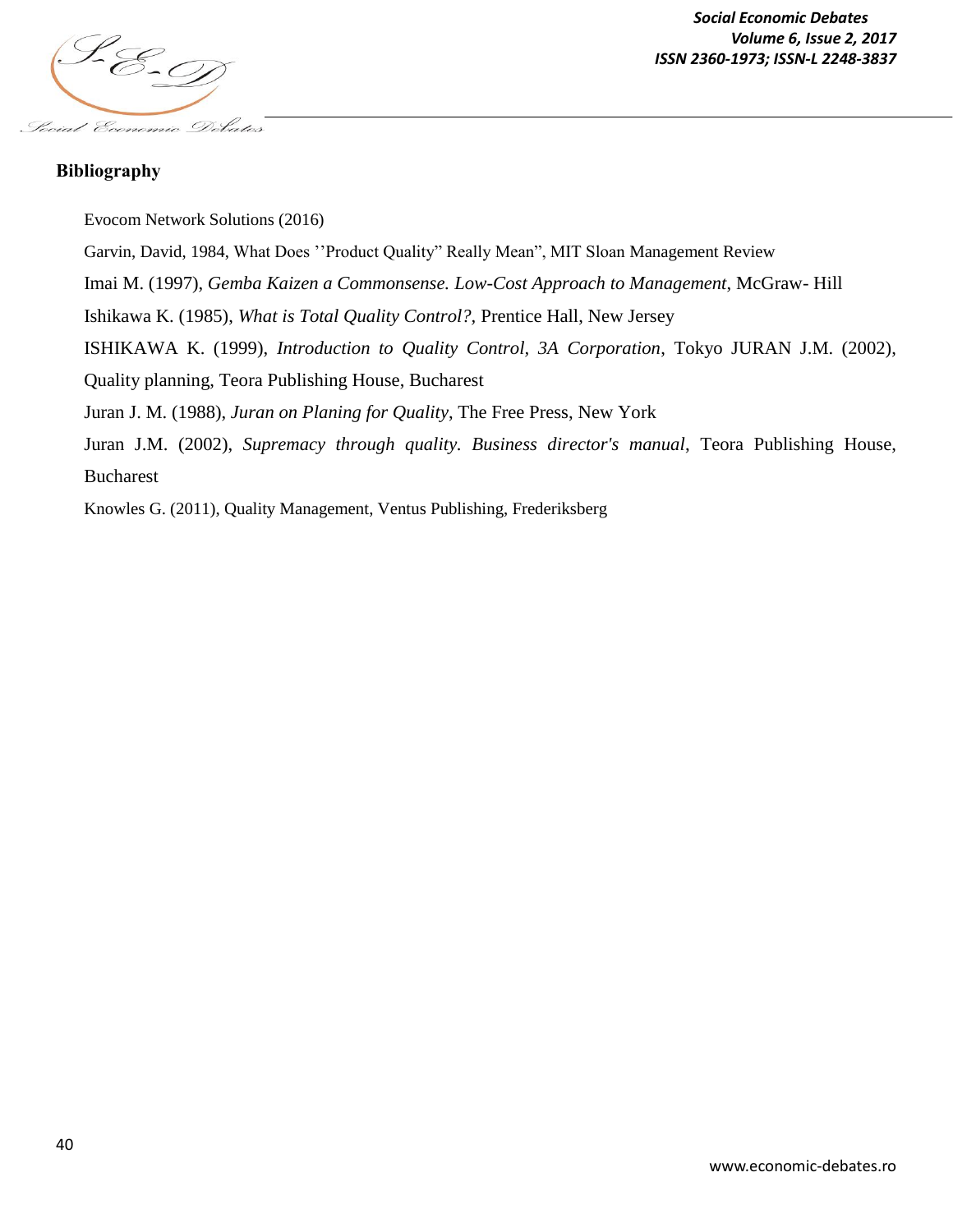**Bibliography**

Evocom Network Solutions (2016)

Garvin, David, 1984, What Does ''Product Quality" Really Mean", MIT Sloan Management Review

Imai M. (1997), *Gemba Kaizen a Commonsense. Low-Cost Approach to Management*, McGraw- Hill

Ishikawa K. (1985), *What is Total Quality Control?,* Prentice Hall, New Jersey

ISHIKAWA K. (1999), *Introduction to Quality Control, 3A Corporation*, Tokyo JURAN J.M. (2002), Quality planning, Teora Publishing House, Bucharest

Juran J. M. (1988), *Juran on Planing for Quality*, The Free Press, New York

Juran J.M. (2002), *Supremacy through quality. Business director's manual*, Teora Publishing House, Bucharest

Knowles G. (2011), Quality Management, Ventus Publishing, Frederiksberg